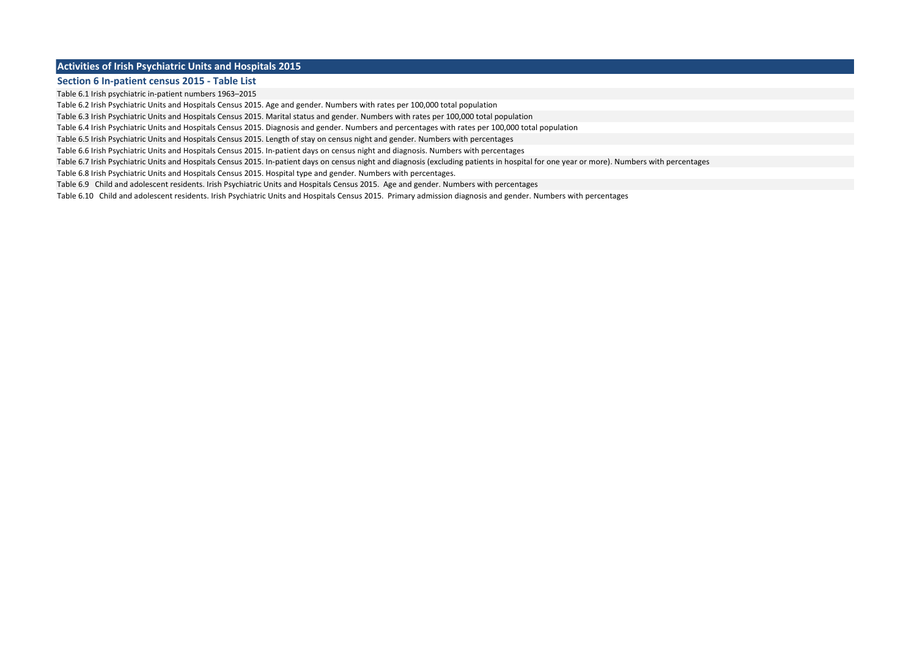# Activities of Irish Psychiatric Units and Hospitals 2015

## Section 6 In-patient census 2015 - Table List

Table 6.1 Irish psychiatric in-patient numbers 1963–2015

Table 6.2 Irish Psychiatric Units and Hospitals Census 2015. Age and gender. Numbers with rates per 100,000 total population

Table 6.3 Irish Psychiatric Units and Hospitals Census 2015. Marital status and gender. Numbers with rates per 100,000 total population

Table 6.4 Irish Psychiatric Units and Hospitals Census 2015. Diagnosis and gender. Numbers and percentages with rates per 100,000 total population

Table 6.5 Irish Psychiatric Units and Hospitals Census 2015. Length of stay on census night and gender. Numbers with percentages

Table 6.6 Irish Psychiatric Units and Hospitals Census 2015. In-patient days on census night and diagnosis. Numbers with percentages

Table 6.7 Irish Psychiatric Units and Hospitals Census 2015. In-patient days on census night and diagnosis (excluding patients in hospital for one year or more). Numbers with percentages

Table 6.8 Irish Psychiatric Units and Hospitals Census 2015. Hospital type and gender. Numbers with percentages.

Table 6.9 Child and adolescent residents. Irish Psychiatric Units and Hospitals Census 2015. Age and gender. Numbers with percentages

Table 6.10 Child and adolescent residents. Irish Psychiatric Units and Hospitals Census 2015. Primary admission diagnosis and gender. Numbers with percentages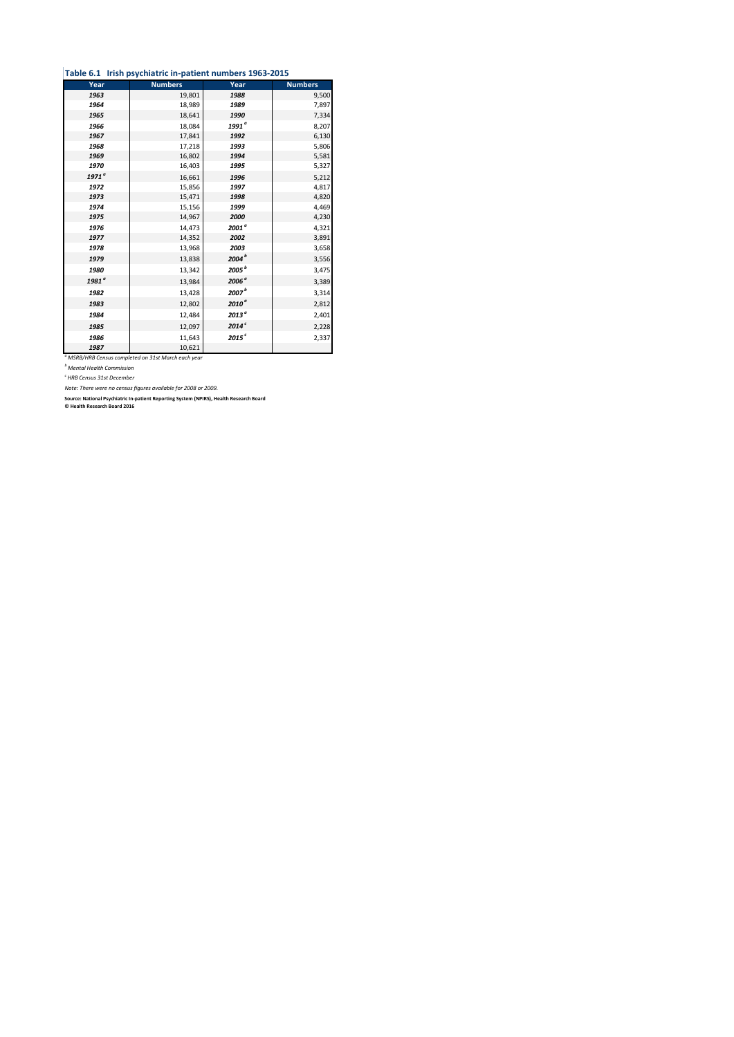**Table 6.1 Irish psychiatric in-patient numbers 1963-2015**

| Year | Numbers | Year | Numbers |
|---|---|---|---|
| *1963* | 19,801 | *1988* | 9,500 |
| *1964* | 18,989 | *1989* | 7,897 |
| *1965* | 18,641 | *1990* | 7,334 |
| *1966* | 18,084 | *1991* [a] | 8,207 |
| *1967* | 17,841 | *1992* | 6,130 |
| *1968* | 17,218 | *1993* | 5,806 |
| *1969* | 16,802 | *1994* | 5,581 |
| *1970* | 16,403 | *1995* | 5,327 |
| *1971* [a] | 16,661 | *1996* | 5,212 |
| *1972* | 15,856 | *1997* | 4,817 |
| *1973* | 15,471 | *1998* | 4,820 |
| *1974* | 15,156 | *1999* | 4,469 |
| *1975* | 14,967 | *2000* | 4,230 |
| *1976* | 14,473 | *2001* [a] | 4,321 |
| *1977* | 14,352 | *2002* | 3,891 |
| *1978* | 13,968 | *2003* | 3,658 |
| *1979* | 13,838 | *2004* [b] | 3,556 |
| *1980* | 13,342 | *2005* [b] | 3,475 |
| *1981* [a] | 13,984 | *2006* [a] | 3,389 |
| *1982* | 13,428 | *2007* [b] | 3,314 |
| *1983* | 12,802 | *2010* [a] | 2,812 |
| *1984* | 12,484 | *2013* [a] | 2,401 |
| *1985* | 12,097 | *2014* [c] | 2,228 |
| *1986* | 11,643 | *2015* [c] | 2,337 |
| *1987* | 10,621 | | |

*[a] MSRB/HRB Census completed on 31st March each year*

*[b] Mental Health Commission*

*[c] HRB Census 31st December*

*Note: There were no census figures available for 2008 or 2009.*

**Source: National Psychiatric In-patient Reporting System (NPIRS), Health Research Board**
**© Health Research Board 2016**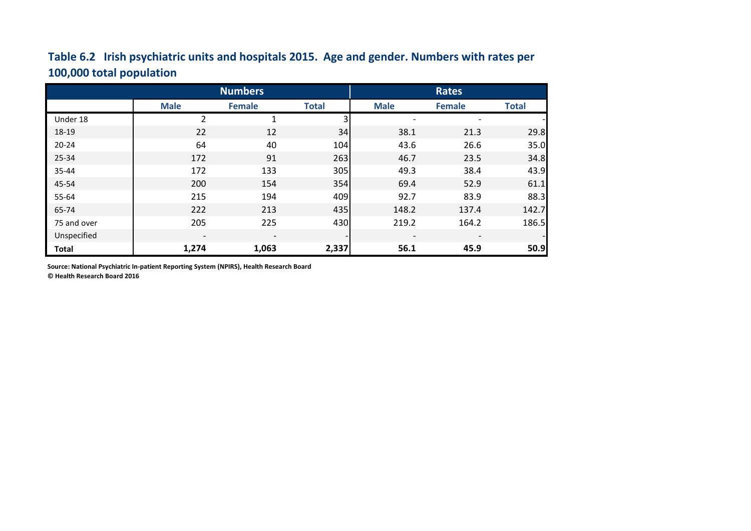## Table 6.2 Irish psychiatric units and hospitals 2015. Age and gender. Numbers with rates per 100,000 total population

| | Numbers | | | Rates | | |
|---|---|---|---|---|---|---|
| | Male | Female | Total | Male | Female | Total |
| Under 18 | 2 | 1 | 3 | - | - | - |
| 18-19 | 22 | 12 | 34 | 38.1 | 21.3 | 29.8 |
| 20-24 | 64 | 40 | 104 | 43.6 | 26.6 | 35.0 |
| 25-34 | 172 | 91 | 263 | 46.7 | 23.5 | 34.8 |
| 35-44 | 172 | 133 | 305 | 49.3 | 38.4 | 43.9 |
| 45-54 | 200 | 154 | 354 | 69.4 | 52.9 | 61.1 |
| 55-64 | 215 | 194 | 409 | 92.7 | 83.9 | 88.3 |
| 65-74 | 222 | 213 | 435 | 148.2 | 137.4 | 142.7 |
| 75 and over | 205 | 225 | 430 | 219.2 | 164.2 | 186.5 |
| Unspecified | - | - | - | - | - | - |
| **Total** | **1,274** | **1,063** | **2,337** | **56.1** | **45.9** | **50.9** |

**Source: National Psychiatric In-patient Reporting System (NPIRS), Health Research Board**

**© Health Research Board 2016**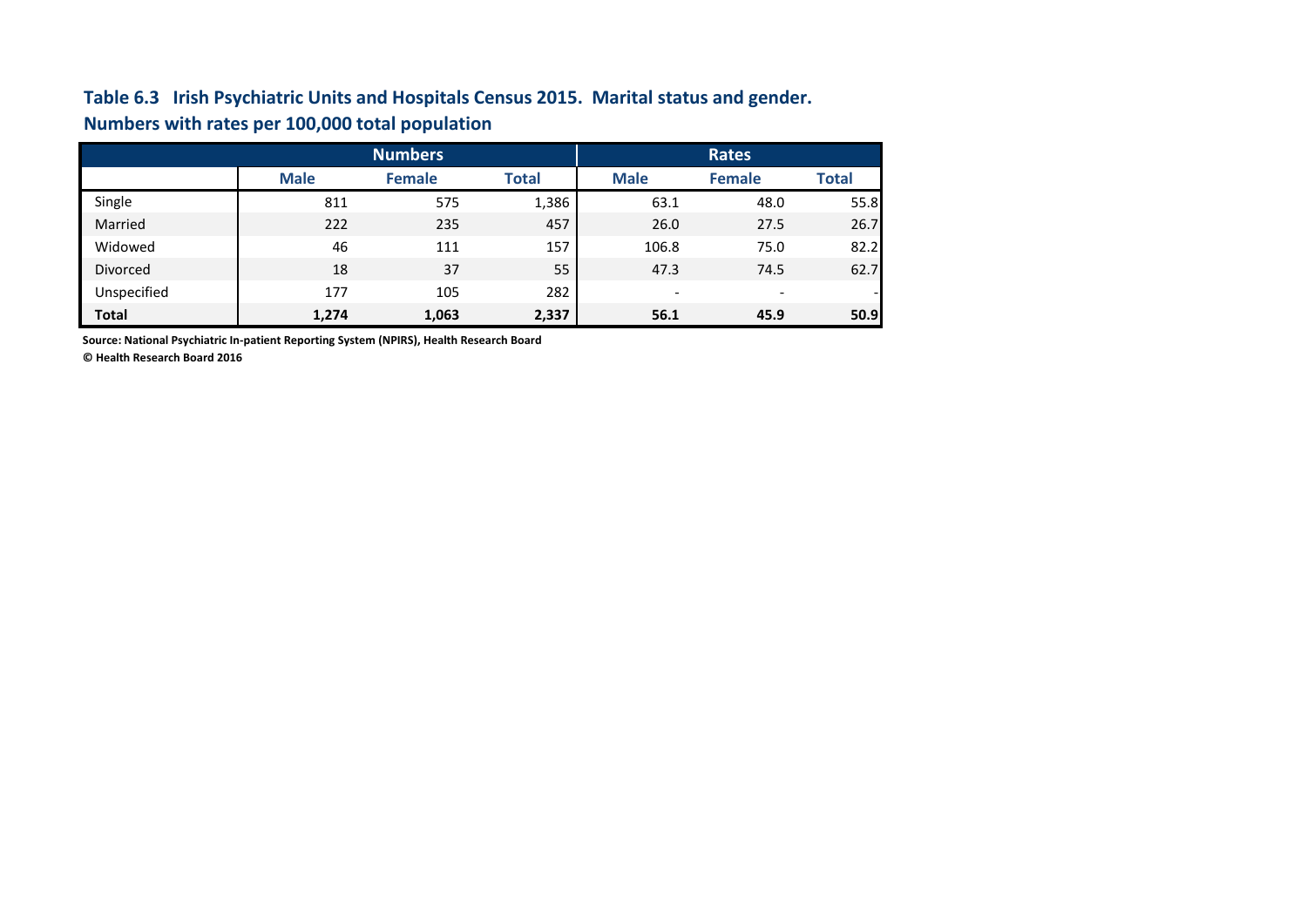## Table 6.3 Irish Psychiatric Units and Hospitals Census 2015. Marital status and gender. Numbers with rates per 100,000 total population

| | Numbers | | | Rates | | |
|---|---|---|---|---|---|---|
| | Male | Female | Total | Male | Female | Total |
| Single | 811 | 575 | 1,386 | 63.1 | 48.0 | 55.8 |
| Married | 222 | 235 | 457 | 26.0 | 27.5 | 26.7 |
| Widowed | 46 | 111 | 157 | 106.8 | 75.0 | 82.2 |
| Divorced | 18 | 37 | 55 | 47.3 | 74.5 | 62.7 |
| Unspecified | 177 | 105 | 282 | - | - | - |
| **Total** | **1,274** | **1,063** | **2,337** | **56.1** | **45.9** | **50.9** |

**Source: National Psychiatric In-patient Reporting System (NPIRS), Health Research Board**

**© Health Research Board 2016**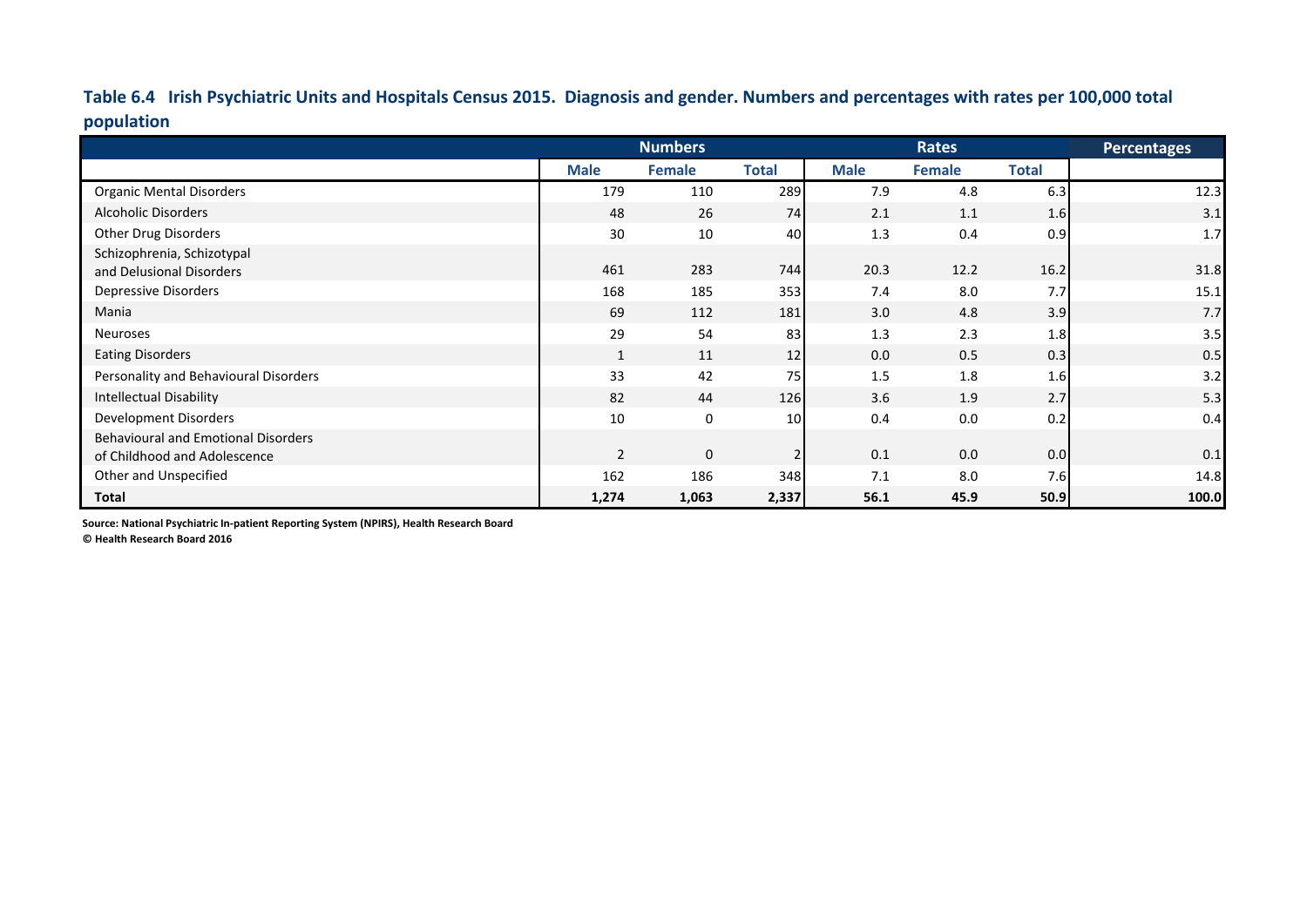**Table 6.4 Irish Psychiatric Units and Hospitals Census 2015. Diagnosis and gender. Numbers and percentages with rates per 100,000 total population**

| | Numbers | | | Rates | | | Percentages |
|---|---|---|---|---|---|---|---|
| | Male | Female | Total | Male | Female | Total | |
| Organic Mental Disorders | 179 | 110 | 289 | 7.9 | 4.8 | 6.3 | 12.3 |
| Alcoholic Disorders | 48 | 26 | 74 | 2.1 | 1.1 | 1.6 | 3.1 |
| Other Drug Disorders | 30 | 10 | 40 | 1.3 | 0.4 | 0.9 | 1.7 |
| Schizophrenia, Schizotypal and Delusional Disorders | 461 | 283 | 744 | 20.3 | 12.2 | 16.2 | 31.8 |
| Depressive Disorders | 168 | 185 | 353 | 7.4 | 8.0 | 7.7 | 15.1 |
| Mania | 69 | 112 | 181 | 3.0 | 4.8 | 3.9 | 7.7 |
| Neuroses | 29 | 54 | 83 | 1.3 | 2.3 | 1.8 | 3.5 |
| Eating Disorders | 1 | 11 | 12 | 0.0 | 0.5 | 0.3 | 0.5 |
| Personality and Behavioural Disorders | 33 | 42 | 75 | 1.5 | 1.8 | 1.6 | 3.2 |
| Intellectual Disability | 82 | 44 | 126 | 3.6 | 1.9 | 2.7 | 5.3 |
| Development Disorders | 10 | 0 | 10 | 0.4 | 0.0 | 0.2 | 0.4 |
| Behavioural and Emotional Disorders of Childhood and Adolescence | 2 | 0 | 2 | 0.1 | 0.0 | 0.0 | 0.1 |
| Other and Unspecified | 162 | 186 | 348 | 7.1 | 8.0 | 7.6 | 14.8 |
| **Total** | **1,274** | **1,063** | **2,337** | **56.1** | **45.9** | **50.9** | **100.0** |

**Source: National Psychiatric In-patient Reporting System (NPIRS), Health Research Board**
**© Health Research Board 2016**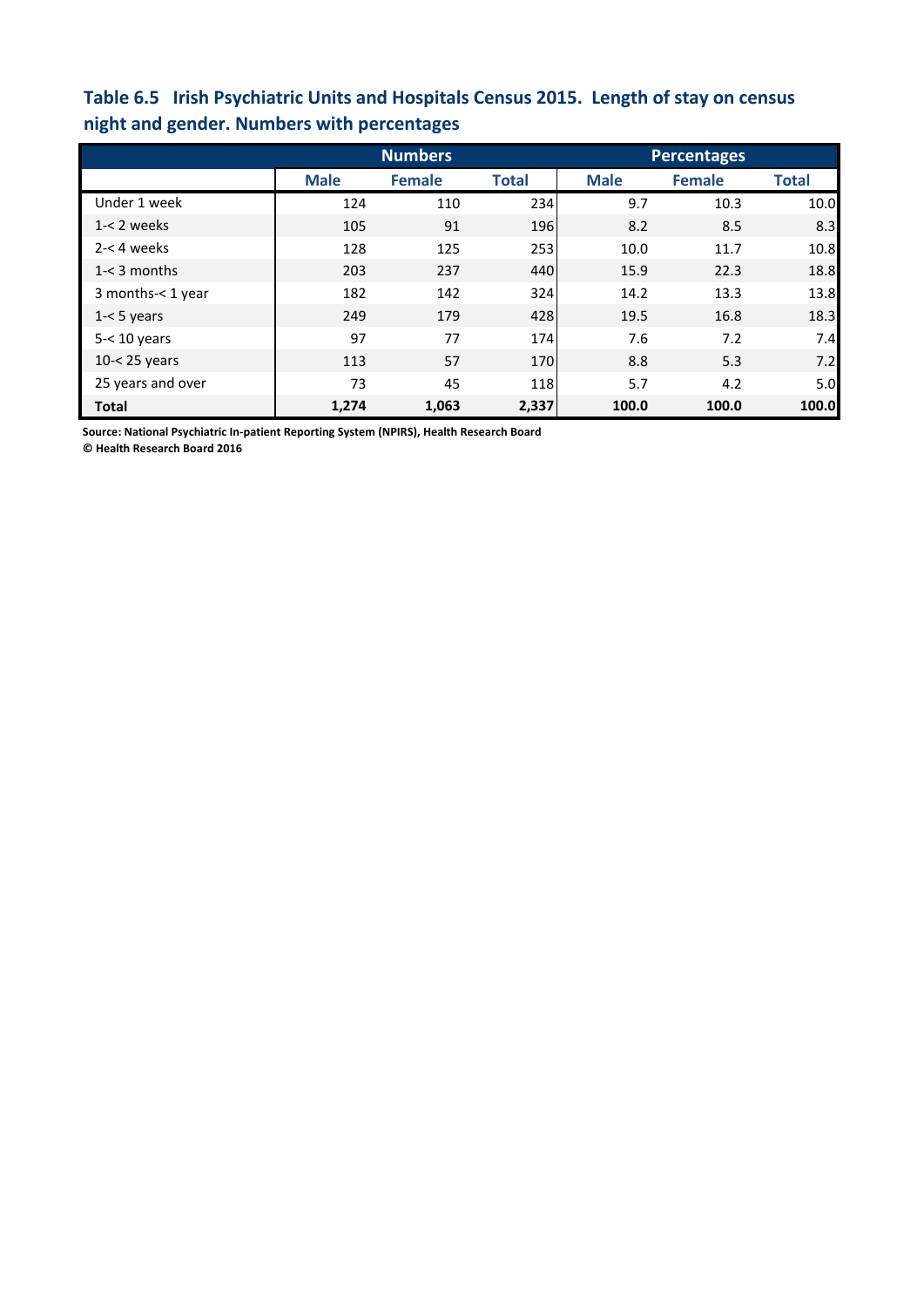### Table 6.5 Irish Psychiatric Units and Hospitals Census 2015. Length of stay on census night and gender. Numbers with percentages

| | Numbers | | | Percentages | | |
|---|---|---|---|---|---|---|
| | Male | Female | Total | Male | Female | Total |
| Under 1 week | 124 | 110 | 234 | 9.7 | 10.3 | 10.0 |
| 1-< 2 weeks | 105 | 91 | 196 | 8.2 | 8.5 | 8.3 |
| 2-< 4 weeks | 128 | 125 | 253 | 10.0 | 11.7 | 10.8 |
| 1-< 3 months | 203 | 237 | 440 | 15.9 | 22.3 | 18.8 |
| 3 months-< 1 year | 182 | 142 | 324 | 14.2 | 13.3 | 13.8 |
| 1-< 5 years | 249 | 179 | 428 | 19.5 | 16.8 | 18.3 |
| 5-< 10 years | 97 | 77 | 174 | 7.6 | 7.2 | 7.4 |
| 10-< 25 years | 113 | 57 | 170 | 8.8 | 5.3 | 7.2 |
| 25 years and over | 73 | 45 | 118 | 5.7 | 4.2 | 5.0 |
| **Total** | **1,274** | **1,063** | **2,337** | **100.0** | **100.0** | **100.0** |

**Source: National Psychiatric In-patient Reporting System (NPIRS), Health Research Board**
**© Health Research Board 2016**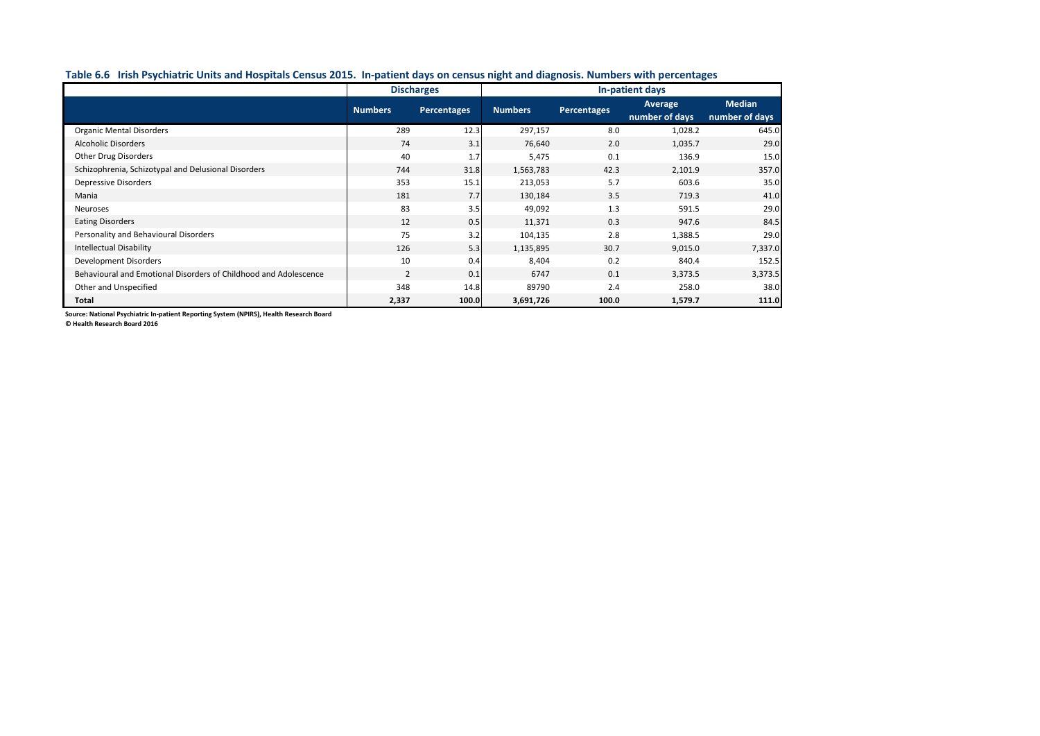**Table 6.6 Irish Psychiatric Units and Hospitals Census 2015. In-patient days on census night and diagnosis. Numbers with percentages**

| | Discharges | | In-patient days | | | |
|---|---|---|---|---|---|---|
| | Numbers | Percentages | Numbers | Percentages | Average number of days | Median number of days |
| Organic Mental Disorders | 289 | 12.3 | 297,157 | 8.0 | 1,028.2 | 645.0 |
| Alcoholic Disorders | 74 | 3.1 | 76,640 | 2.0 | 1,035.7 | 29.0 |
| Other Drug Disorders | 40 | 1.7 | 5,475 | 0.1 | 136.9 | 15.0 |
| Schizophrenia, Schizotypal and Delusional Disorders | 744 | 31.8 | 1,563,783 | 42.3 | 2,101.9 | 357.0 |
| Depressive Disorders | 353 | 15.1 | 213,053 | 5.7 | 603.6 | 35.0 |
| Mania | 181 | 7.7 | 130,184 | 3.5 | 719.3 | 41.0 |
| Neuroses | 83 | 3.5 | 49,092 | 1.3 | 591.5 | 29.0 |
| Eating Disorders | 12 | 0.5 | 11,371 | 0.3 | 947.6 | 84.5 |
| Personality and Behavioural Disorders | 75 | 3.2 | 104,135 | 2.8 | 1,388.5 | 29.0 |
| Intellectual Disability | 126 | 5.3 | 1,135,895 | 30.7 | 9,015.0 | 7,337.0 |
| Development Disorders | 10 | 0.4 | 8,404 | 0.2 | 840.4 | 152.5 |
| Behavioural and Emotional Disorders of Childhood and Adolescence | 2 | 0.1 | 6747 | 0.1 | 3,373.5 | 3,373.5 |
| Other and Unspecified | 348 | 14.8 | 89790 | 2.4 | 258.0 | 38.0 |
| **Total** | **2,337** | **100.0** | **3,691,726** | **100.0** | **1,579.7** | **111.0** |

**Source: National Psychiatric In-patient Reporting System (NPIRS), Health Research Board**
**© Health Research Board 2016**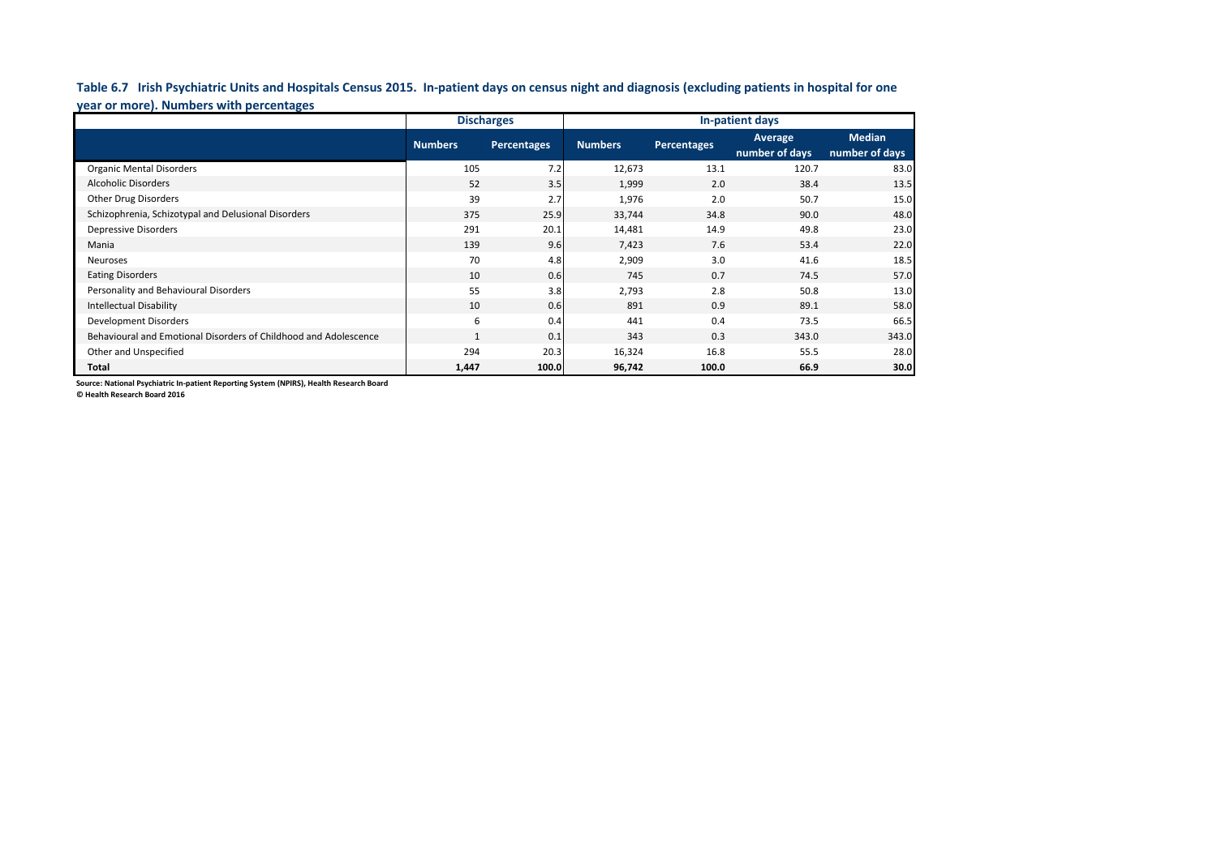**Table 6.7 Irish Psychiatric Units and Hospitals Census 2015. In-patient days on census night and diagnosis (excluding patients in hospital for one year or more). Numbers with percentages**

| | Discharges | | In-patient days | | | |
|---|---|---|---|---|---|---|
| | Numbers | Percentages | Numbers | Percentages | Average number of days | Median number of days |
| Organic Mental Disorders | 105 | 7.2 | 12,673 | 13.1 | 120.7 | 83.0 |
| Alcoholic Disorders | 52 | 3.5 | 1,999 | 2.0 | 38.4 | 13.5 |
| Other Drug Disorders | 39 | 2.7 | 1,976 | 2.0 | 50.7 | 15.0 |
| Schizophrenia, Schizotypal and Delusional Disorders | 375 | 25.9 | 33,744 | 34.8 | 90.0 | 48.0 |
| Depressive Disorders | 291 | 20.1 | 14,481 | 14.9 | 49.8 | 23.0 |
| Mania | 139 | 9.6 | 7,423 | 7.6 | 53.4 | 22.0 |
| Neuroses | 70 | 4.8 | 2,909 | 3.0 | 41.6 | 18.5 |
| Eating Disorders | 10 | 0.6 | 745 | 0.7 | 74.5 | 57.0 |
| Personality and Behavioural Disorders | 55 | 3.8 | 2,793 | 2.8 | 50.8 | 13.0 |
| Intellectual Disability | 10 | 0.6 | 891 | 0.9 | 89.1 | 58.0 |
| Development Disorders | 6 | 0.4 | 441 | 0.4 | 73.5 | 66.5 |
| Behavioural and Emotional Disorders of Childhood and Adolescence | 1 | 0.1 | 343 | 0.3 | 343.0 | 343.0 |
| Other and Unspecified | 294 | 20.3 | 16,324 | 16.8 | 55.5 | 28.0 |
| **Total** | **1,447** | **100.0** | **96,742** | **100.0** | **66.9** | **30.0** |

**Source: National Psychiatric In-patient Reporting System (NPIRS), Health Research Board**
**© Health Research Board 2016**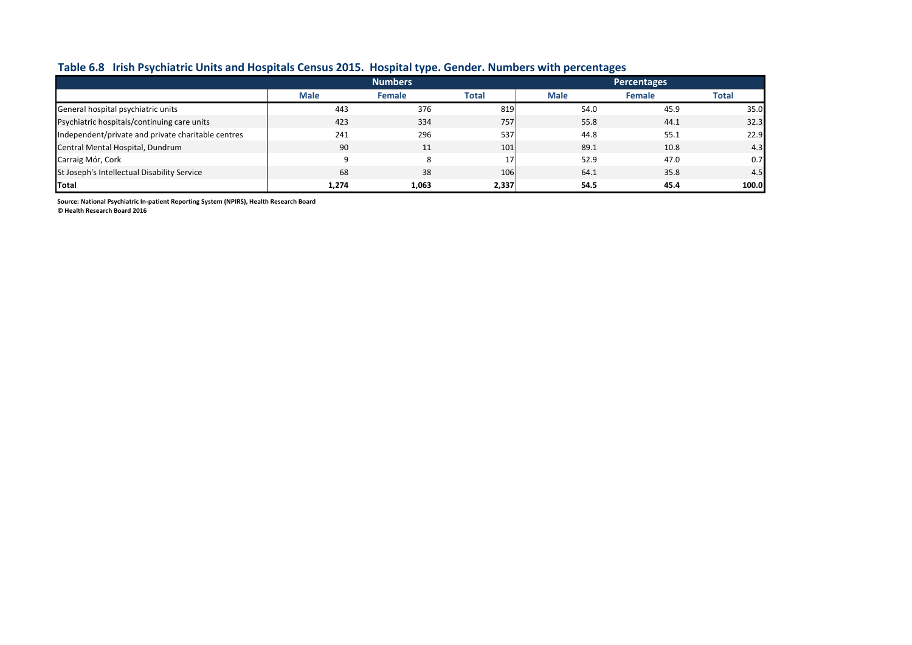## Table 6.8 Irish Psychiatric Units and Hospitals Census 2015. Hospital type. Gender. Numbers with percentages

| | Numbers | | | Percentages | | |
|---|---|---|---|---|---|---|
| | Male | Female | Total | Male | Female | Total |
| General hospital psychiatric units | 443 | 376 | 819 | 54.0 | 45.9 | 35.0 |
| Psychiatric hospitals/continuing care units | 423 | 334 | 757 | 55.8 | 44.1 | 32.3 |
| Independent/private and private charitable centres | 241 | 296 | 537 | 44.8 | 55.1 | 22.9 |
| Central Mental Hospital, Dundrum | 90 | 11 | 101 | 89.1 | 10.8 | 4.3 |
| Carraig Mór, Cork | 9 | 8 | 17 | 52.9 | 47.0 | 0.7 |
| St Joseph's Intellectual Disability Service | 68 | 38 | 106 | 64.1 | 35.8 | 4.5 |
| **Total** | **1,274** | **1,063** | **2,337** | **54.5** | **45.4** | **100.0** |

**Source: National Psychiatric In-patient Reporting System (NPIRS), Health Research Board**
**© Health Research Board 2016**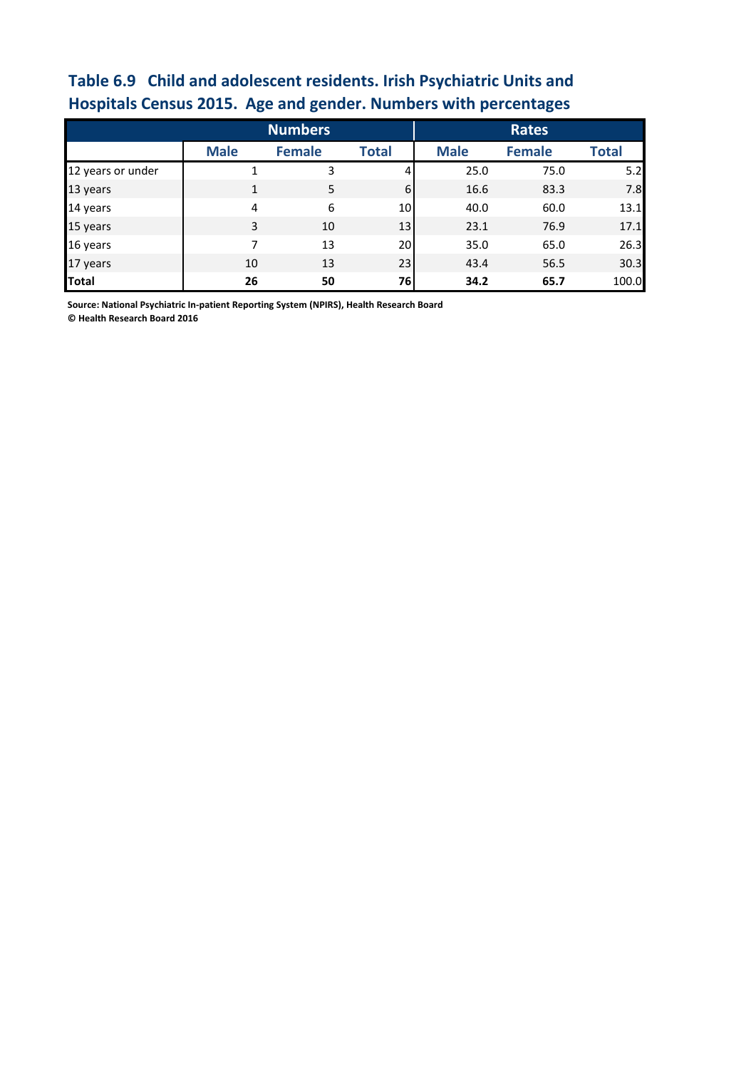## Table 6.9 Child and adolescent residents. Irish Psychiatric Units and Hospitals Census 2015. Age and gender. Numbers with percentages

| | Numbers | | | Rates | | |
|---|---|---|---|---|---|---|
| | Male | Female | Total | Male | Female | Total |
| 12 years or under | 1 | 3 | 4 | 25.0 | 75.0 | 5.2 |
| 13 years | 1 | 5 | 6 | 16.6 | 83.3 | 7.8 |
| 14 years | 4 | 6 | 10 | 40.0 | 60.0 | 13.1 |
| 15 years | 3 | 10 | 13 | 23.1 | 76.9 | 17.1 |
| 16 years | 7 | 13 | 20 | 35.0 | 65.0 | 26.3 |
| 17 years | 10 | 13 | 23 | 43.4 | 56.5 | 30.3 |
| **Total** | **26** | **50** | **76** | **34.2** | **65.7** | 100.0 |

**Source: National Psychiatric In-patient Reporting System (NPIRS), Health Research Board**
**© Health Research Board 2016**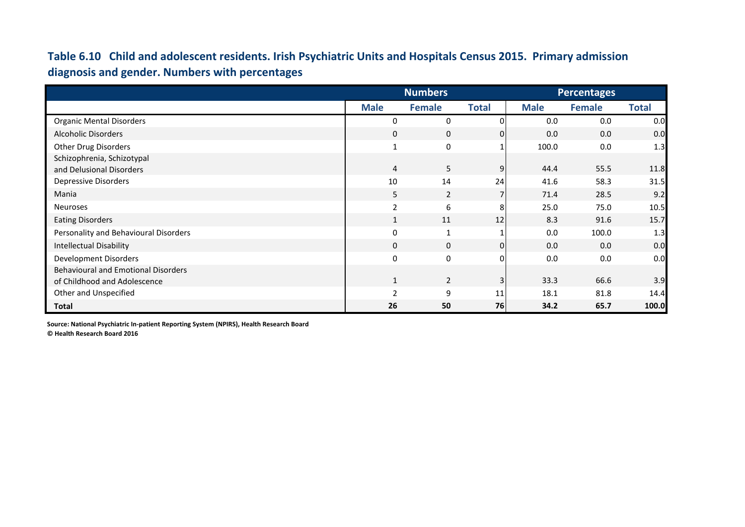### Table 6.10 Child and adolescent residents. Irish Psychiatric Units and Hospitals Census 2015. Primary admission diagnosis and gender. Numbers with percentages

| | Numbers | | | Percentages | | |
|---|---|---|---|---|---|---|
| | Male | Female | Total | Male | Female | Total |
| Organic Mental Disorders | 0 | 0 | 0 | 0.0 | 0.0 | 0.0 |
| Alcoholic Disorders | 0 | 0 | 0 | 0.0 | 0.0 | 0.0 |
| Other Drug Disorders | 1 | 0 | 1 | 100.0 | 0.0 | 1.3 |
| Schizophrenia, Schizotypal and Delusional Disorders | 4 | 5 | 9 | 44.4 | 55.5 | 11.8 |
| Depressive Disorders | 10 | 14 | 24 | 41.6 | 58.3 | 31.5 |
| Mania | 5 | 2 | 7 | 71.4 | 28.5 | 9.2 |
| Neuroses | 2 | 6 | 8 | 25.0 | 75.0 | 10.5 |
| Eating Disorders | 1 | 11 | 12 | 8.3 | 91.6 | 15.7 |
| Personality and Behavioural Disorders | 0 | 1 | 1 | 0.0 | 100.0 | 1.3 |
| Intellectual Disability | 0 | 0 | 0 | 0.0 | 0.0 | 0.0 |
| Development Disorders | 0 | 0 | 0 | 0.0 | 0.0 | 0.0 |
| Behavioural and Emotional Disorders of Childhood and Adolescence | 1 | 2 | 3 | 33.3 | 66.6 | 3.9 |
| Other and Unspecified | 2 | 9 | 11 | 18.1 | 81.8 | 14.4 |
| **Total** | **26** | **50** | **76** | **34.2** | **65.7** | **100.0** |

**Source: National Psychiatric In-patient Reporting System (NPIRS), Health Research Board**
**© Health Research Board 2016**